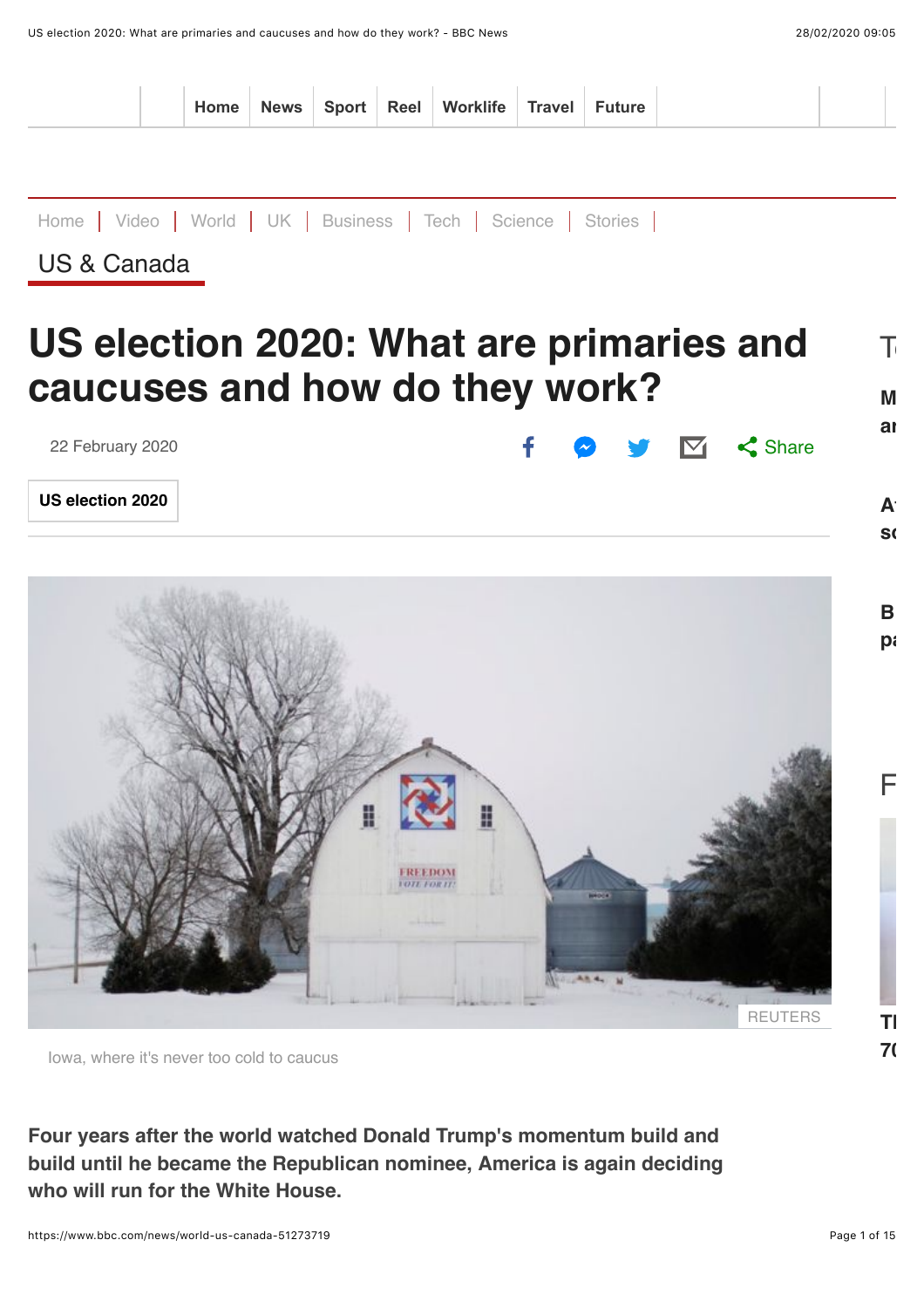# US election 2020: What are primaries and caucuses and how do they work?

22 February 2020

US election 2020

REUTERS

Iowa, where it's never too cold to caucus

**Four years after the world watched Donald Trump's momentum build and build until he became the Republican nominee, America is again deciding who will run for the White House.**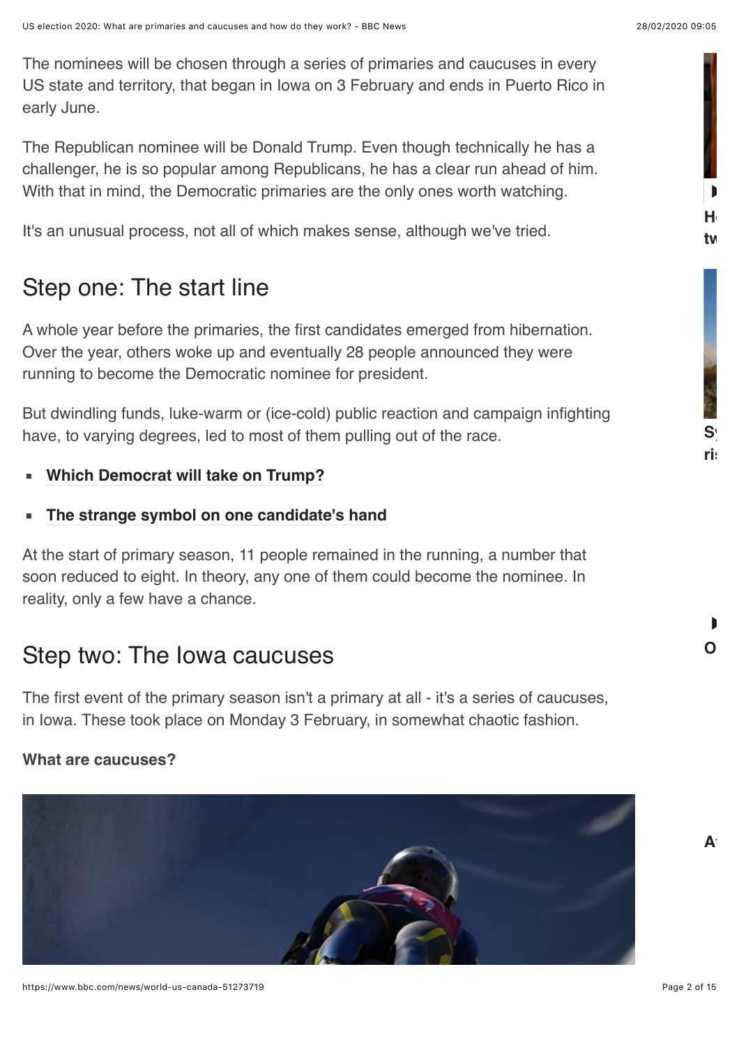The nominees will be chosen through a series of primaries and caucuses in every US state and territory, that began in Iowa on 3 February and ends in Puerto Rico in early June.

The Republican nominee will be Donald Trump. Even though technically he has a challenger, he is so popular among Republicans, he has a clear run ahead of him. With that in mind, the Democratic primaries are the only ones worth watching.

It's an unusual process, not all of which makes sense, although we've tried.

## Step one: The start line

A whole year before the primaries, the first candidates emerged from hibernation. Over the year, others woke up and eventually 28 people announced they were running to become the Democratic nominee for president.

But dwindling funds, luke-warm or (ice-cold) public reaction and campaign infighting have, to varying degrees, led to most of them pulling out of the race.

- **Which Democrat will take on Trump?**
- **The strange symbol on one candidate's hand**

At the start of primary season, 11 people remained in the running, a number that soon reduced to eight. In theory, any one of them could become the nominee. In reality, only a few have a chance.

## Step two: The Iowa caucuses

The first event of the primary season isn't a primary at all - it's a series of caucuses, in Iowa. These took place on Monday 3 February, in somewhat chaotic fashion.

**What are caucuses?**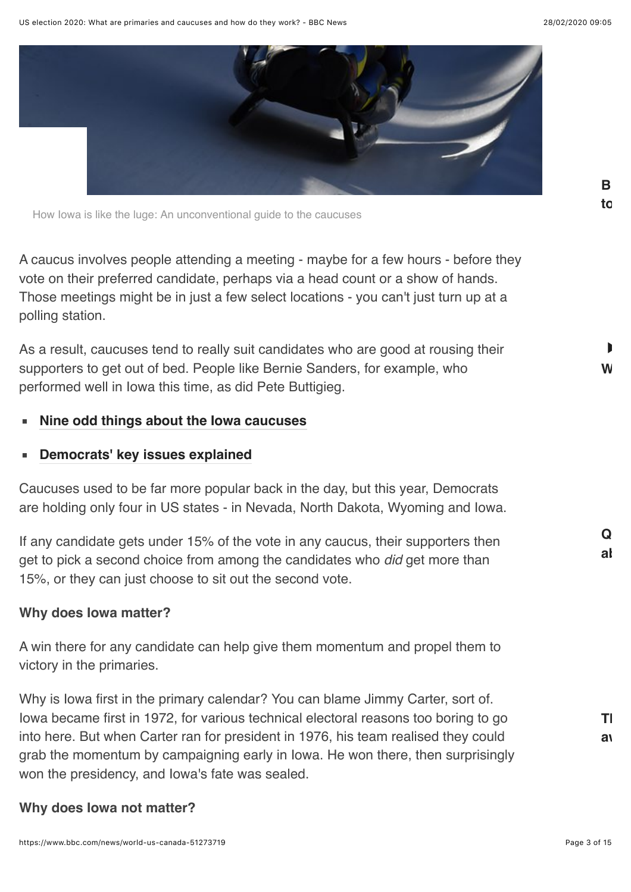How Iowa is like the luge: An unconventional guide to the caucuses

A caucus involves people attending a meeting - maybe for a few hours - before they vote on their preferred candidate, perhaps via a head count or a show of hands. Those meetings might be in just a few select locations - you can't just turn up at a polling station.

As a result, caucuses tend to really suit candidates who are good at rousing their supporters to get out of bed. People like Bernie Sanders, for example, who performed well in Iowa this time, as did Pete Buttigieg.

- **Nine odd things about the Iowa caucuses**
- **Democrats' key issues explained**

Caucuses used to be far more popular back in the day, but this year, Democrats are holding only four in US states - in Nevada, North Dakota, Wyoming and Iowa.

If any candidate gets under 15% of the vote in any caucus, their supporters then get to pick a second choice from among the candidates who *did* get more than 15%, or they can just choose to sit out the second vote.

**Why does Iowa matter?**

A win there for any candidate can help give them momentum and propel them to victory in the primaries.

Why is Iowa first in the primary calendar? You can blame Jimmy Carter, sort of. Iowa became first in 1972, for various technical electoral reasons too boring to go into here. But when Carter ran for president in 1976, his team realised they could grab the momentum by campaigning early in Iowa. He won there, then surprisingly won the presidency, and Iowa's fate was sealed.

**Why does Iowa not matter?**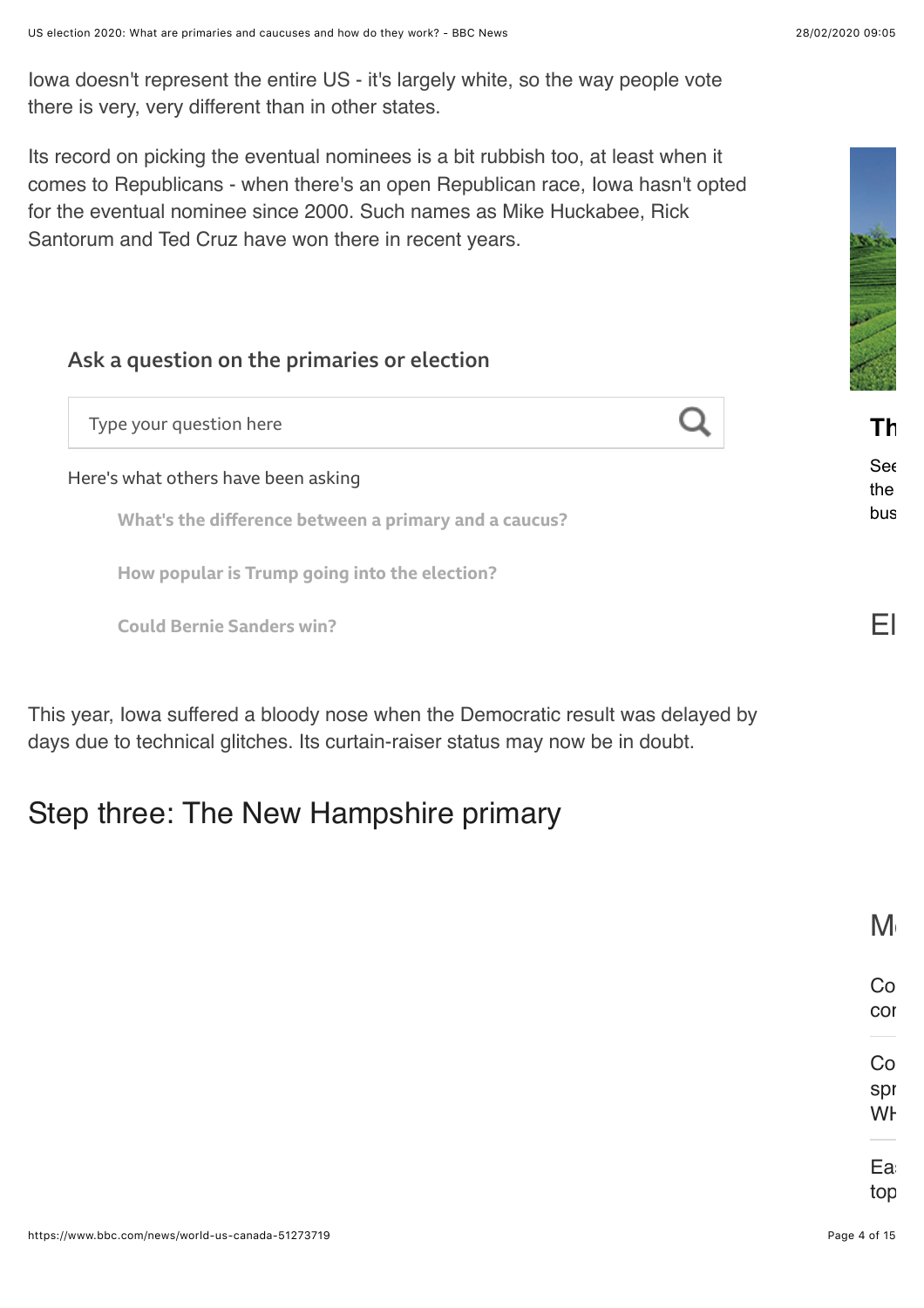Iowa doesn't represent the entire US - it's largely white, so the way people vote there is very, very different than in other states.

Its record on picking the eventual nominees is a bit rubbish too, at least when it comes to Republicans - when there's an open Republican race, Iowa hasn't opted for the eventual nominee since 2000. Such names as Mike Huckabee, Rick Santorum and Ted Cruz have won there in recent years.

**Ask a question on the primaries or election**

Type your question here

Here's what others have been asking

- What's the difference between a primary and a caucus?
- How popular is Trump going into the election?
- Could Bernie Sanders win?

This year, Iowa suffered a bloody nose when the Democratic result was delayed by days due to technical glitches. Its curtain-raiser status may now be in doubt.

## Step three: The New Hampshire primary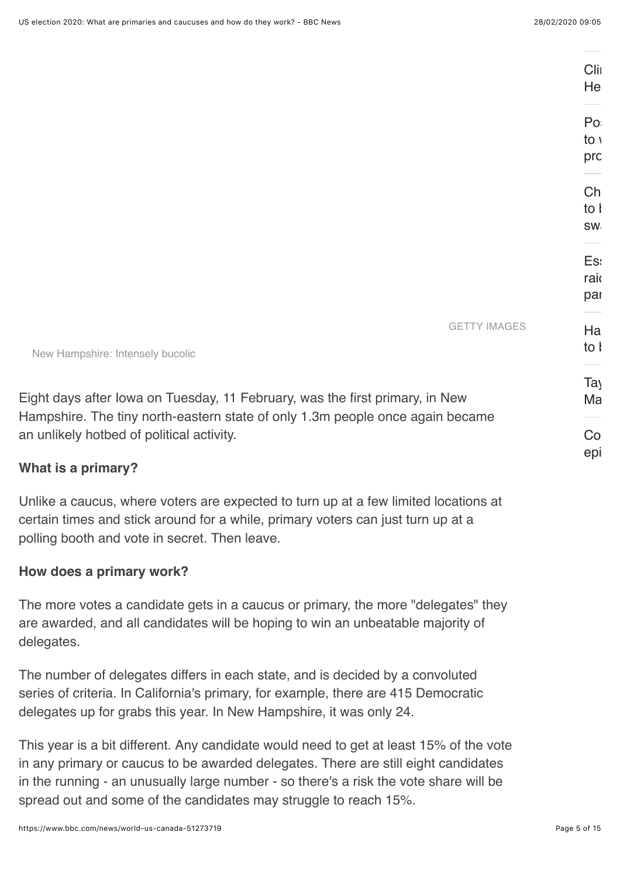GETTY IMAGES

New Hampshire: Intensely bucolic

Eight days after Iowa on Tuesday, 11 February, was the first primary, in New Hampshire. The tiny north-eastern state of only 1.3m people once again became an unlikely hotbed of political activity.

**What is a primary?**

Unlike a caucus, where voters are expected to turn up at a few limited locations at certain times and stick around for a while, primary voters can just turn up at a polling booth and vote in secret. Then leave.

**How does a primary work?**

The more votes a candidate gets in a caucus or primary, the more "delegates" they are awarded, and all candidates will be hoping to win an unbeatable majority of delegates.

The number of delegates differs in each state, and is decided by a convoluted series of criteria. In California's primary, for example, there are 415 Democratic delegates up for grabs this year. In New Hampshire, it was only 24.

This year is a bit different. Any candidate would need to get at least 15% of the vote in any primary or caucus to be awarded delegates. There are still eight candidates in the running - an unusually large number - so there's a risk the vote share will be spread out and some of the candidates may struggle to reach 15%.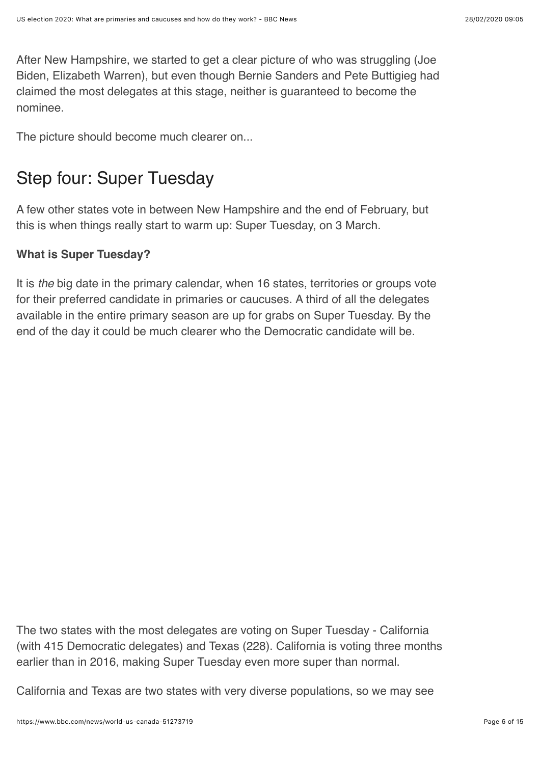After New Hampshire, we started to get a clear picture of who was struggling (Joe Biden, Elizabeth Warren), but even though Bernie Sanders and Pete Buttigieg had claimed the most delegates at this stage, neither is guaranteed to become the nominee.

The picture should become much clearer on...

## Step four: Super Tuesday

A few other states vote in between New Hampshire and the end of February, but this is when things really start to warm up: Super Tuesday, on 3 March.

**What is Super Tuesday?**

It is *the* big date in the primary calendar, when 16 states, territories or groups vote for their preferred candidate in primaries or caucuses. A third of all the delegates available in the entire primary season are up for grabs on Super Tuesday. By the end of the day it could be much clearer who the Democratic candidate will be.

The two states with the most delegates are voting on Super Tuesday - California (with 415 Democratic delegates) and Texas (228). California is voting three months earlier than in 2016, making Super Tuesday even more super than normal.

California and Texas are two states with very diverse populations, so we may see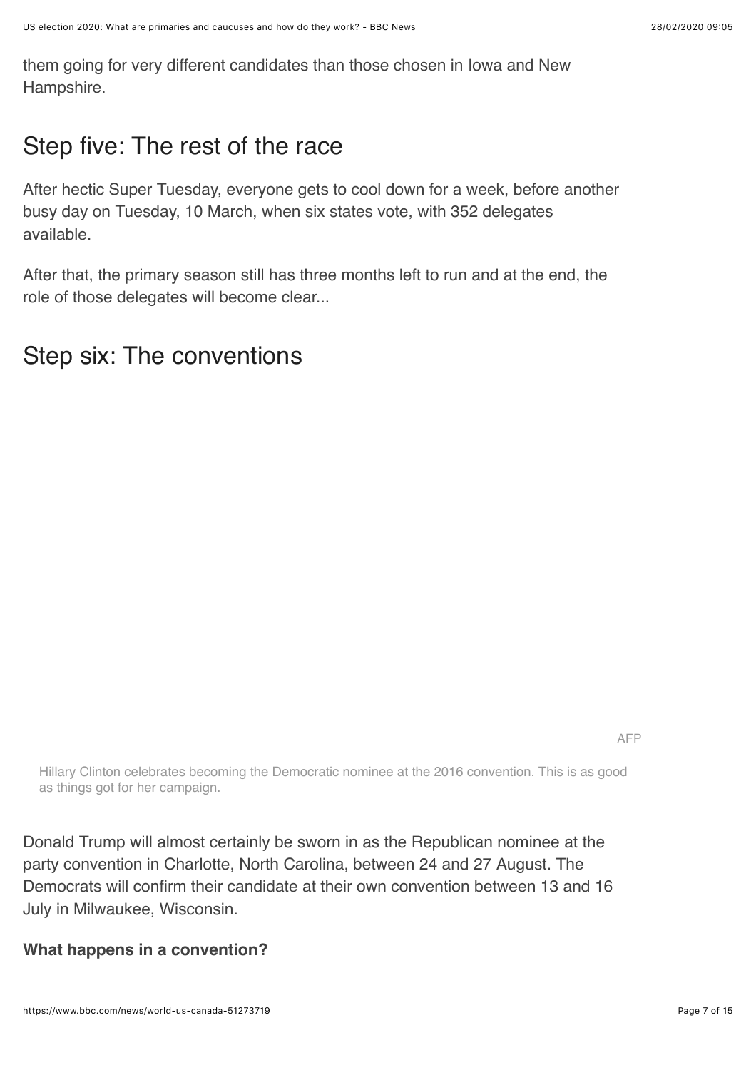them going for very different candidates than those chosen in Iowa and New Hampshire.

## Step five: The rest of the race

After hectic Super Tuesday, everyone gets to cool down for a week, before another busy day on Tuesday, 10 March, when six states vote, with 352 delegates available.

After that, the primary season still has three months left to run and at the end, the role of those delegates will become clear...

## Step six: The conventions

AFP

Hillary Clinton celebrates becoming the Democratic nominee at the 2016 convention. This is as good as things got for her campaign.

Donald Trump will almost certainly be sworn in as the Republican nominee at the party convention in Charlotte, North Carolina, between 24 and 27 August. The Democrats will confirm their candidate at their own convention between 13 and 16 July in Milwaukee, Wisconsin.

**What happens in a convention?**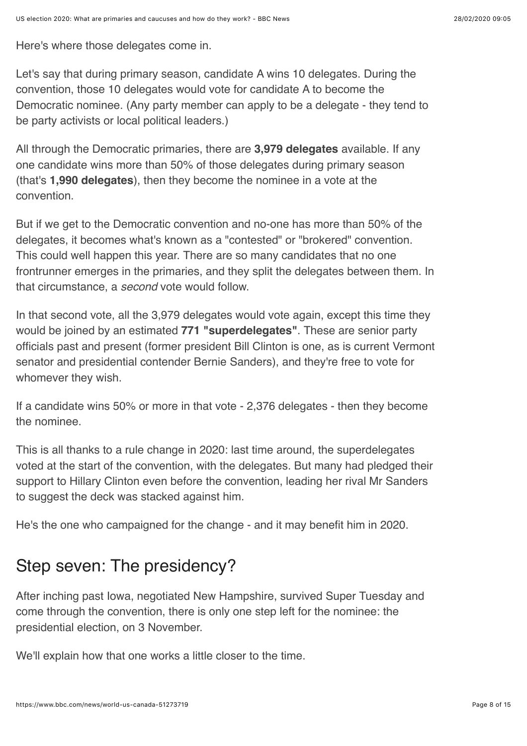Here's where those delegates come in.

Let's say that during primary season, candidate A wins 10 delegates. During the convention, those 10 delegates would vote for candidate A to become the Democratic nominee. (Any party member can apply to be a delegate - they tend to be party activists or local political leaders.)

All through the Democratic primaries, there are **3,979 delegates** available. If any one candidate wins more than 50% of those delegates during primary season (that's **1,990 delegates**), then they become the nominee in a vote at the convention.

But if we get to the Democratic convention and no-one has more than 50% of the delegates, it becomes what's known as a "contested" or "brokered" convention. This could well happen this year. There are so many candidates that no one frontrunner emerges in the primaries, and they split the delegates between them. In that circumstance, a *second* vote would follow.

In that second vote, all the 3,979 delegates would vote again, except this time they would be joined by an estimated **771 "superdelegates"**. These are senior party officials past and present (former president Bill Clinton is one, as is current Vermont senator and presidential contender Bernie Sanders), and they're free to vote for whomever they wish.

If a candidate wins 50% or more in that vote - 2,376 delegates - then they become the nominee.

This is all thanks to a rule change in 2020: last time around, the superdelegates voted at the start of the convention, with the delegates. But many had pledged their support to Hillary Clinton even before the convention, leading her rival Mr Sanders to suggest the deck was stacked against him.

He's the one who campaigned for the change - and it may benefit him in 2020.

## Step seven: The presidency?

After inching past Iowa, negotiated New Hampshire, survived Super Tuesday and come through the convention, there is only one step left for the nominee: the presidential election, on 3 November.

We'll explain how that one works a little closer to the time.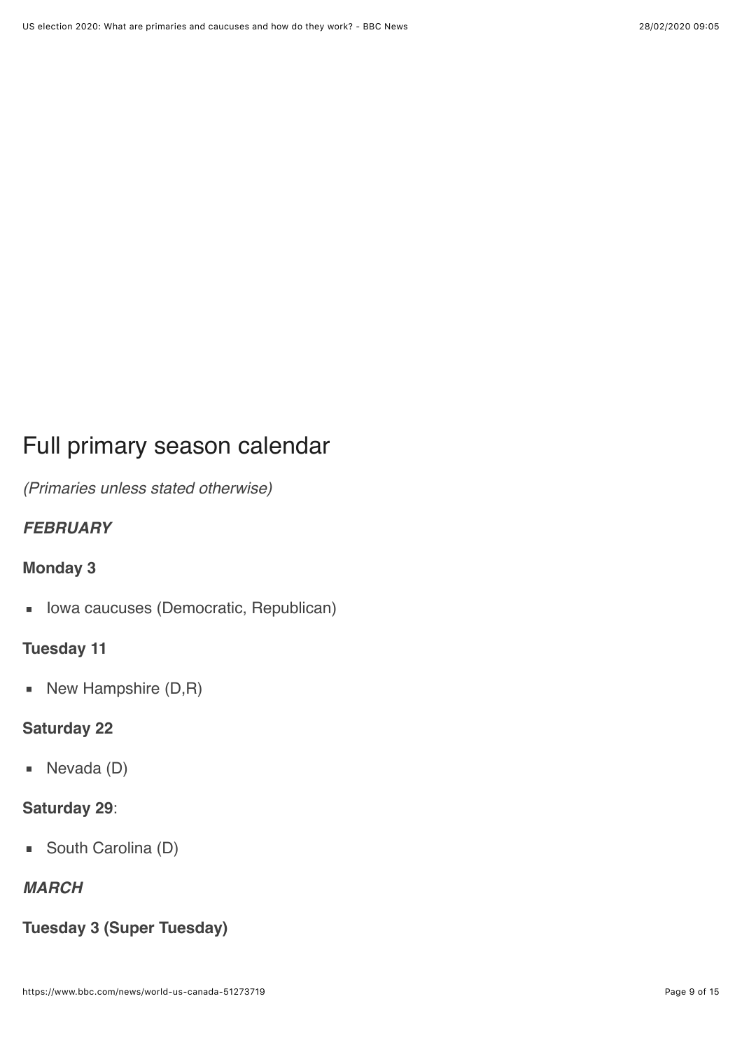## Full primary season calendar

*(Primaries unless stated otherwise)*

***FEBRUARY***

**Monday 3**

- Iowa caucuses (Democratic, Republican)

**Tuesday 11**

- New Hampshire (D,R)

**Saturday 22**

- Nevada (D)

**Saturday 29**:

- South Carolina (D)

***MARCH***

**Tuesday 3 (Super Tuesday)**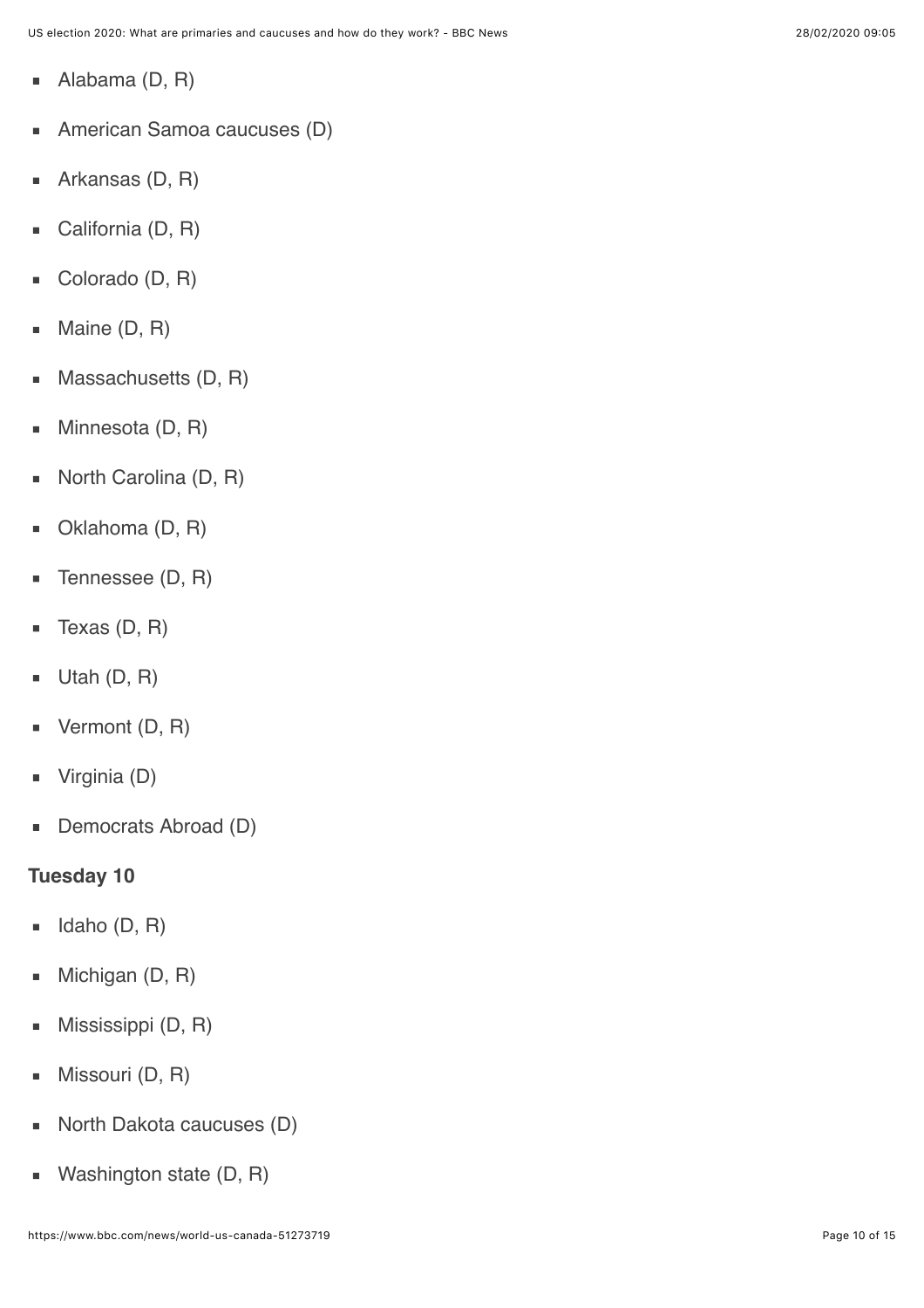- Alabama (D, R)
- American Samoa caucuses (D)
- Arkansas (D, R)
- California (D, R)
- Colorado (D, R)
- Maine (D, R)
- Massachusetts (D, R)
- Minnesota (D, R)
- North Carolina (D, R)
- Oklahoma (D, R)
- Tennessee (D, R)
- Texas (D, R)
- Utah (D, R)
- Vermont (D, R)
- Virginia (D)
- Democrats Abroad (D)

**Tuesday 10**

- Idaho (D, R)
- Michigan (D, R)
- Mississippi (D, R)
- Missouri (D, R)
- North Dakota caucuses (D)
- Washington state (D, R)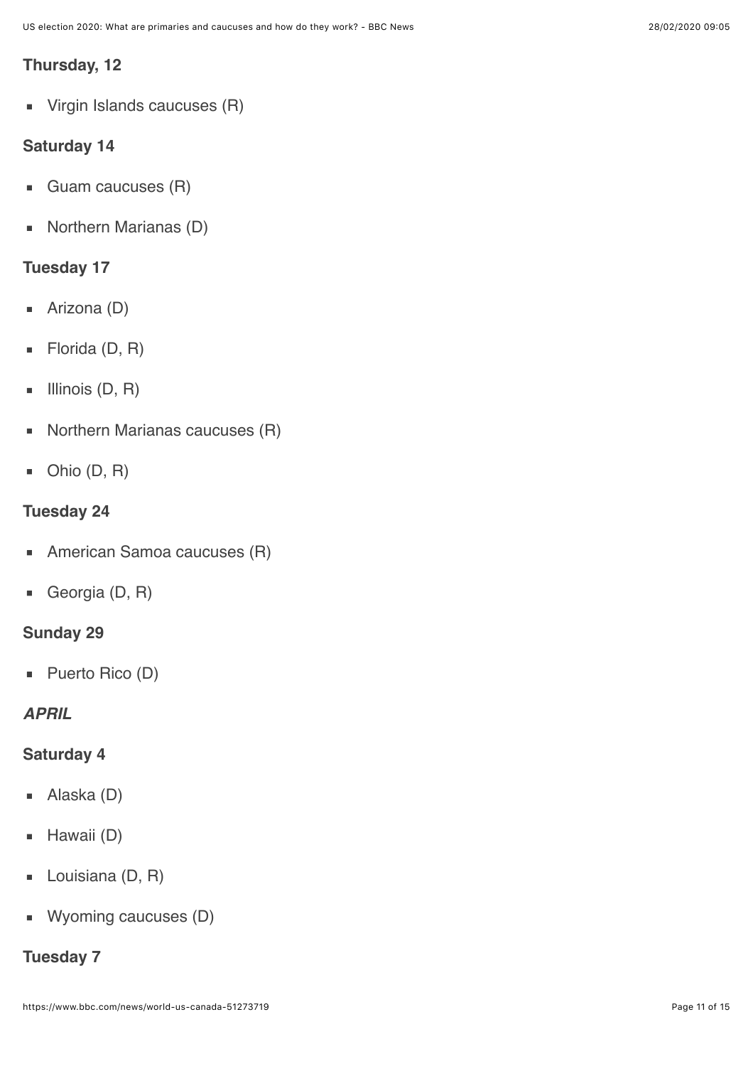**Thursday, 12**

- Virgin Islands caucuses (R)

**Saturday 14**

- Guam caucuses (R)
- Northern Marianas (D)

**Tuesday 17**

- Arizona (D)
- Florida (D, R)
- Illinois (D, R)
- Northern Marianas caucuses (R)
- Ohio (D, R)

**Tuesday 24**

- American Samoa caucuses (R)
- Georgia (D, R)

**Sunday 29**

- Puerto Rico (D)

***APRIL***

**Saturday 4**

- Alaska (D)
- Hawaii (D)
- Louisiana (D, R)
- Wyoming caucuses (D)

**Tuesday 7**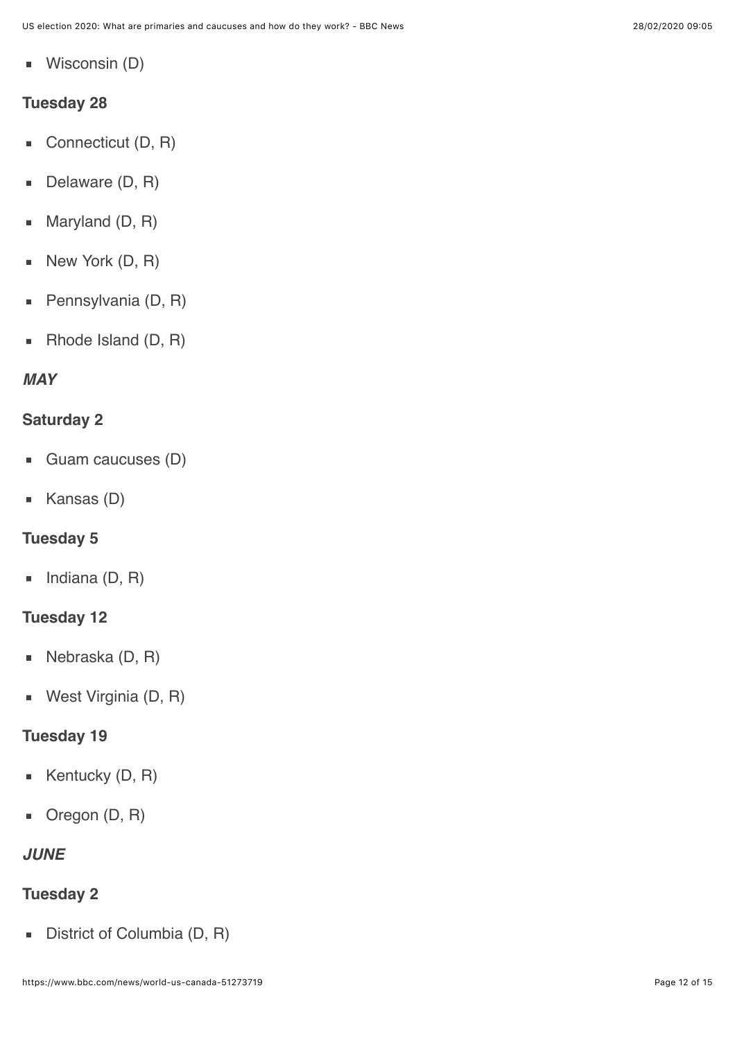- Wisconsin (D)

**Tuesday 28**

- Connecticut (D, R)
- Delaware (D, R)
- Maryland (D, R)
- New York (D, R)
- Pennsylvania (D, R)
- Rhode Island (D, R)

***MAY***

**Saturday 2**

- Guam caucuses (D)
- Kansas (D)

**Tuesday 5**

- Indiana (D, R)

**Tuesday 12**

- Nebraska (D, R)
- West Virginia (D, R)

**Tuesday 19**

- Kentucky (D, R)
- Oregon (D, R)

***JUNE***

**Tuesday 2**

- District of Columbia (D, R)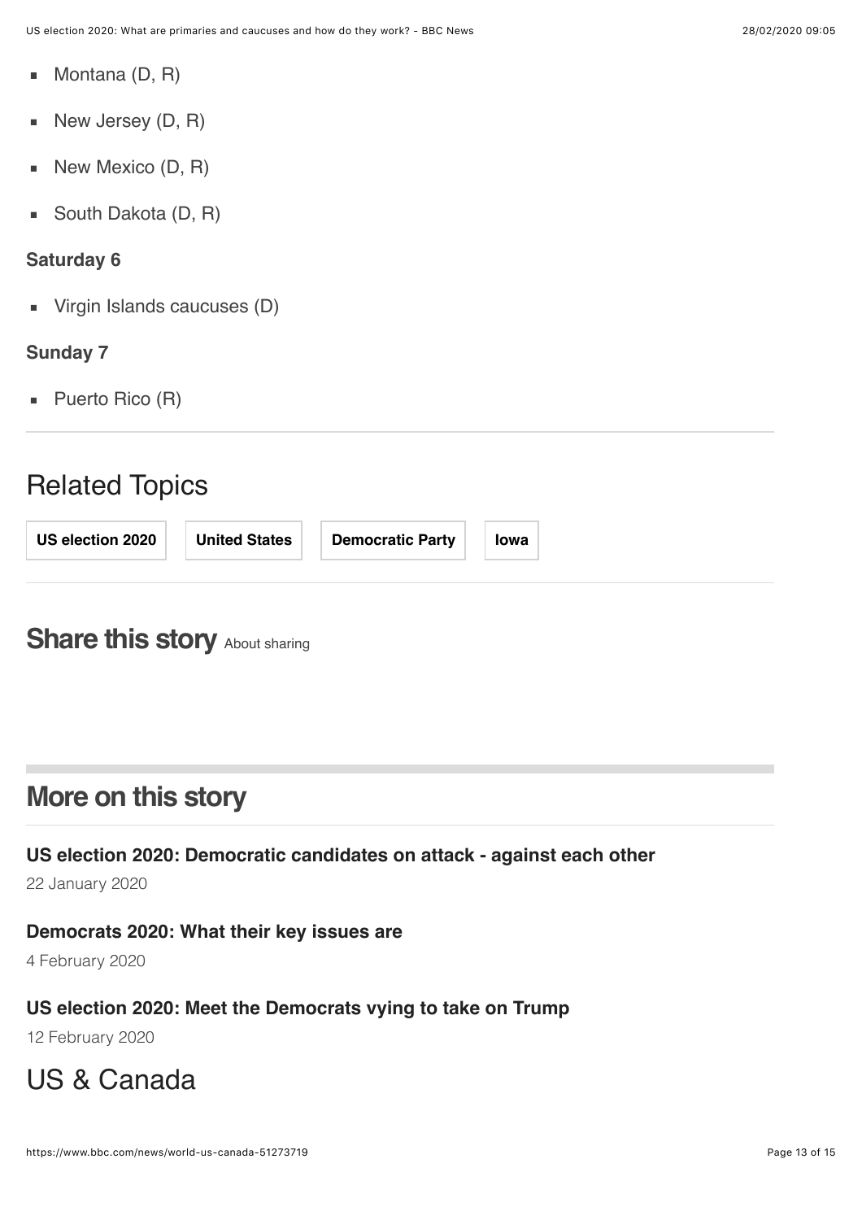- Montana (D, R)
- New Jersey (D, R)
- New Mexico (D, R)
- South Dakota (D, R)

**Saturday 6**

- Virgin Islands caucuses (D)

**Sunday 7**

- Puerto Rico (R)

## Related Topics

**US election 2020** | **United States** | **Democratic Party** | **Iowa**

## Share this story About sharing

## More on this story

**US election 2020: Democratic candidates on attack - against each other**

22 January 2020

**Democrats 2020: What their key issues are**

4 February 2020

**US election 2020: Meet the Democrats vying to take on Trump**

12 February 2020

## US & Canada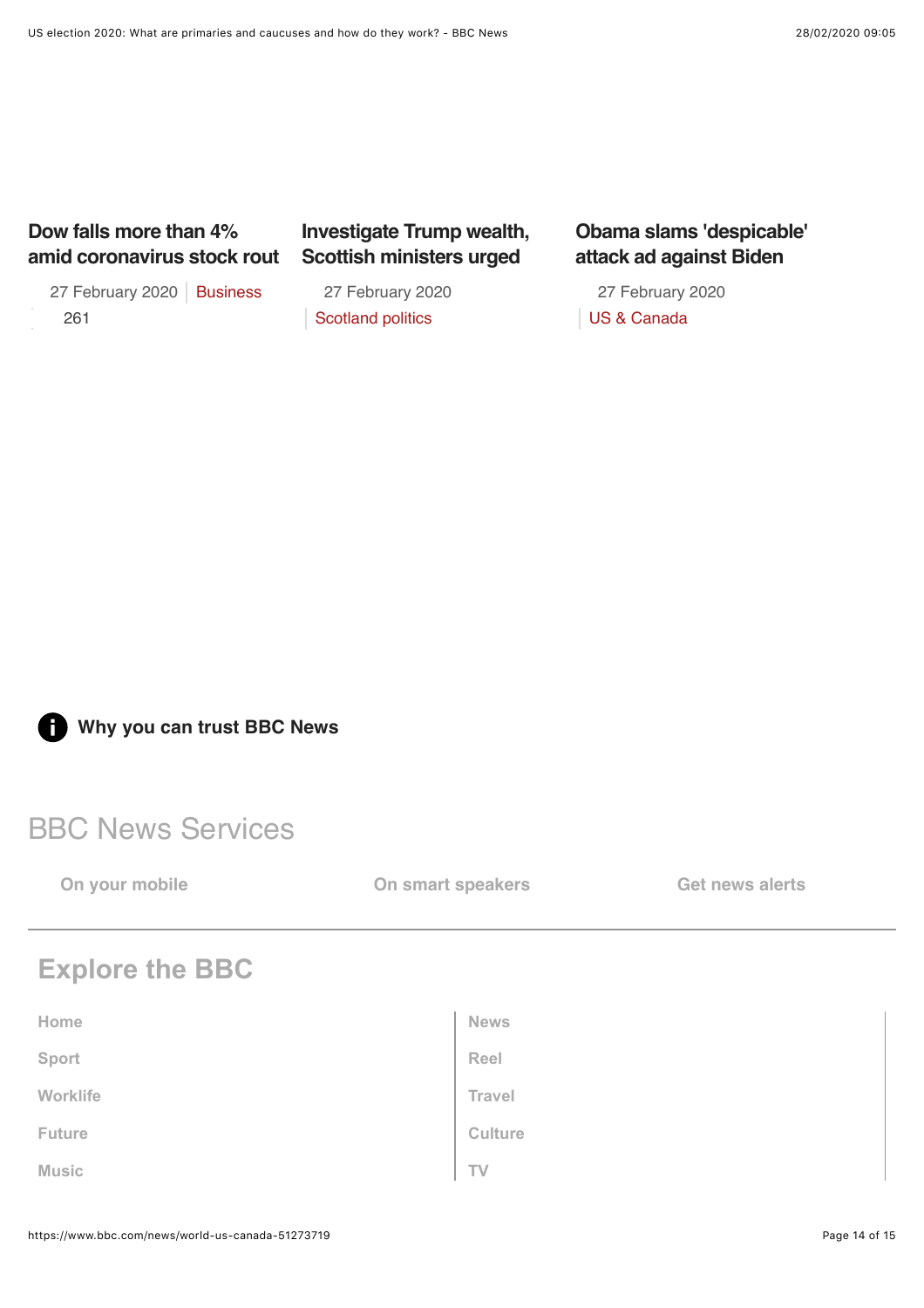### Dow falls more than 4% amid coronavirus stock rout

27 February 2020 | Business

261

### Investigate Trump wealth, Scottish ministers urged

27 February 2020

Scotland politics

### Obama slams 'despicable' attack ad against Biden

27 February 2020

US & Canada

**Why you can trust BBC News**

## BBC News Services

- On your mobile
- On smart speakers
- Get news alerts

## Explore the BBC

- Home
- Sport
- Worklife
- Future
- Music
- News
- Reel
- Travel
- Culture
- TV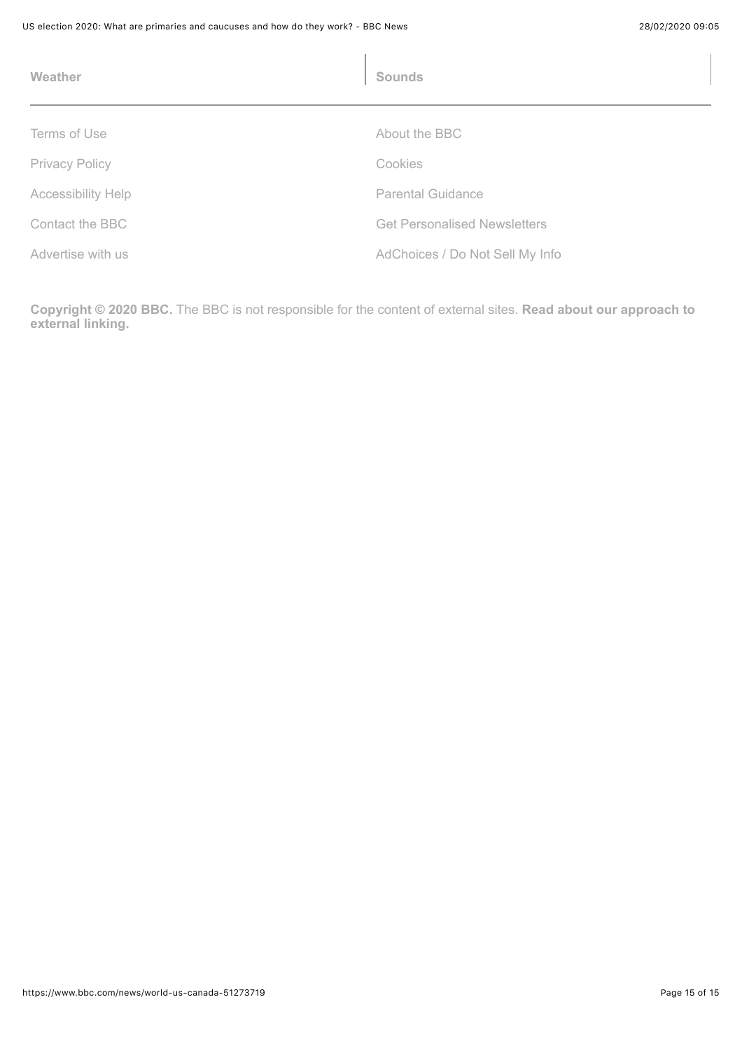**Weather** | **Sounds**

Terms of Use

About the BBC

Privacy Policy

Cookies

Accessibility Help

Parental Guidance

Contact the BBC

Get Personalised Newsletters

Advertise with us

AdChoices / Do Not Sell My Info

**Copyright © 2020 BBC.** The BBC is not responsible for the content of external sites. **Read about our approach to external linking.**